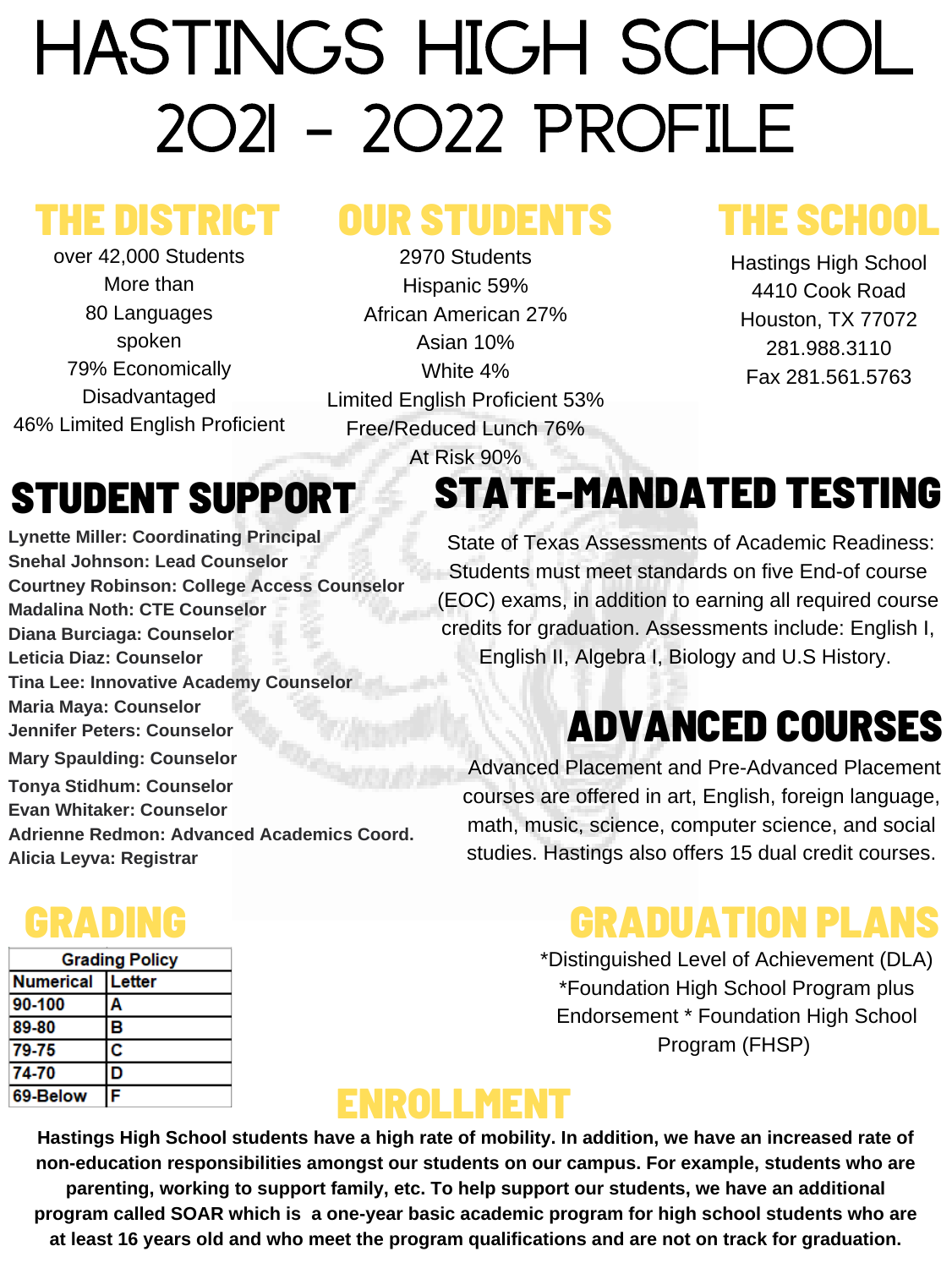# HASTINGS HIGH SCHOOL 2021 - 2022 PROFILE

## THE DISTRICT

over 42,000 Students
More than
80 Languages
spoken
79% Economically
Disadvantaged
46% Limited English Proficient

## OUR STUDENTS

2970 Students
Hispanic 59%
African American 27%
Asian 10%
White 4%
Limited English Proficient 53%
Free/Reduced Lunch 76%
At Risk 90%

## THE SCHOOL

Hastings High School
4410 Cook Road
Houston, TX 77072
281.988.3110
Fax 281.561.5763

## STUDENT SUPPORT

**Lynette Miller: Coordinating Principal**
**Snehal Johnson: Lead Counselor**
**Courtney Robinson: College Access Counselor**
**Madalina Noth: CTE Counselor**
**Diana Burciaga: Counselor**
**Leticia Diaz: Counselor**
**Tina Lee: Innovative Academy Counselor**
**Maria Maya: Counselor**
**Jennifer Peters: Counselor**
**Mary Spaulding: Counselor**
**Tonya Stidhum: Counselor**
**Evan Whitaker: Counselor**
**Adrienne Redmon: Advanced Academics Coord.**
**Alicia Leyva: Registrar**

## STATE-MANDATED TESTING

State of Texas Assessments of Academic Readiness: Students must meet standards on five End-of course (EOC) exams, in addition to earning all required course credits for graduation. Assessments include: English I, English II, Algebra I, Biology and U.S History.

## ADVANCED COURSES

Advanced Placement and Pre-Advanced Placement courses are offered in art, English, foreign language, math, music, science, computer science, and social studies. Hastings also offers 15 dual credit courses.

## GRADING

| Grading Policy | |
|---|---|
| Numerical | Letter |
| 90-100 | A |
| 89-80 | B |
| 79-75 | C |
| 74-70 | D |
| 69-Below | F |

## GRADUATION PLANS

*Distinguished Level of Achievement (DLA)
*Foundation High School Program plus Endorsement * Foundation High School Program (FHSP)

## ENROLLMENT

**Hastings High School students have a high rate of mobility. In addition, we have an increased rate of non-education responsibilities amongst our students on our campus. For example, students who are parenting, working to support family, etc. To help support our students, we have an additional program called SOAR which is a one-year basic academic program for high school students who are at least 16 years old and who meet the program qualifications and are not on track for graduation.**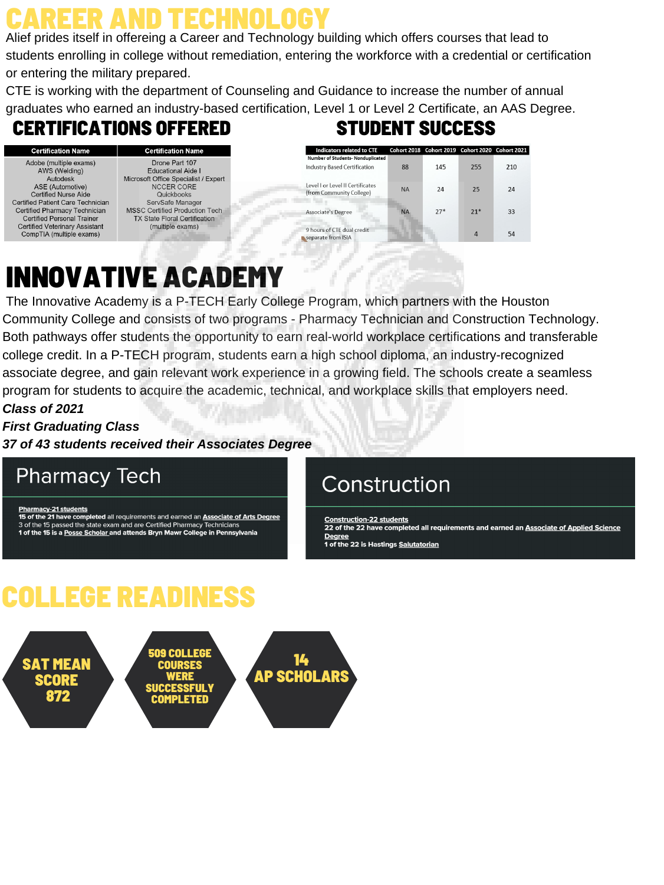# CAREER AND TECHNOLOGY

Alief prides itself in offereing a Career and Technology building which offers courses that lead to students enrolling in college without remediation, entering the workforce with a credential or certification or entering the military prepared.

CTE is working with the department of Counseling and Guidance to increase the number of annual graduates who earned an industry-based certification, Level 1 or Level 2 Certificate, an AAS Degree.

## CERTIFICATIONS OFFERED

| Certification Name | Certification Name |
|---|---|
| Adobe (multiple exams) | Drone Part 107 |
| AWS (Welding) | Educational Aide I |
| Autodesk | Microsoft Office Specialist / Expert |
| ASE (Automotive) | NCCER CORE |
| Certified Nurse Aide | Quickbooks |
| Certified Patient Care Technician | ServSafe Manager |
| Certified Pharmacy Technician | MSSC Certified Production Tech |
| Certified Personal Trainer | TX State Floral Certification |
| Certified Veterinary Assistant | (multiple exams) |
| CompTIA (multiple exams) | |

## STUDENT SUCCESS

| Indicators related to CTE | Cohort 2018 | Cohort 2019 | Cohort 2020 | Cohort 2021 |
|---|---|---|---|---|
| Number of Students- Nonduplicated | | | | |
| Industry Based Certification | 88 | 145 | 255 | 210 |
| Level I or Level II Certificates (from Community College) | NA | 24 | 25 | 24 |
| Associate's Degree | NA | 27* | 21* | 33 |
| 9 hours of CTE dual credit separate from ISIA | | | 4 | 54 |

# INNOVATIVE ACADEMY

The Innovative Academy is a P-TECH Early College Program, which partners with the Houston Community College and consists of two programs - Pharmacy Technician and Construction Technology. Both pathways offer students the opportunity to earn real-world workplace certifications and transferable college credit. In a P-TECH program, students earn a high school diploma, an industry-recognized associate degree, and gain relevant work experience in a growing field. The schools create a seamless program for students to acquire the academic, technical, and workplace skills that employers need.

***Class of 2021***

***First Graduating Class***

***37 of 43 students received their Associates Degree***

## Pharmacy Tech

**Pharmacy-21 students**

**15 of the 21 have completed** all requirements and earned an **Associate of Arts Degree**

3 of the 15 passed the state exam and are Certified Pharmacy Technicians

**1 of the 15 is a Posse Scholar and attends Bryn Mawr College in Pennsylvania**

## Construction

**Construction-22 students**

**22 of the 22 have completed all requirements and earned an Associate of Applied Science Degree**

**1 of the 22 is Hastings Salutatorian**

# COLLEGE READINESS

**SAT MEAN SCORE 872**

**509 COLLEGE COURSES WERE SUCCESSFULY COMPLETED**

**14 AP SCHOLARS**